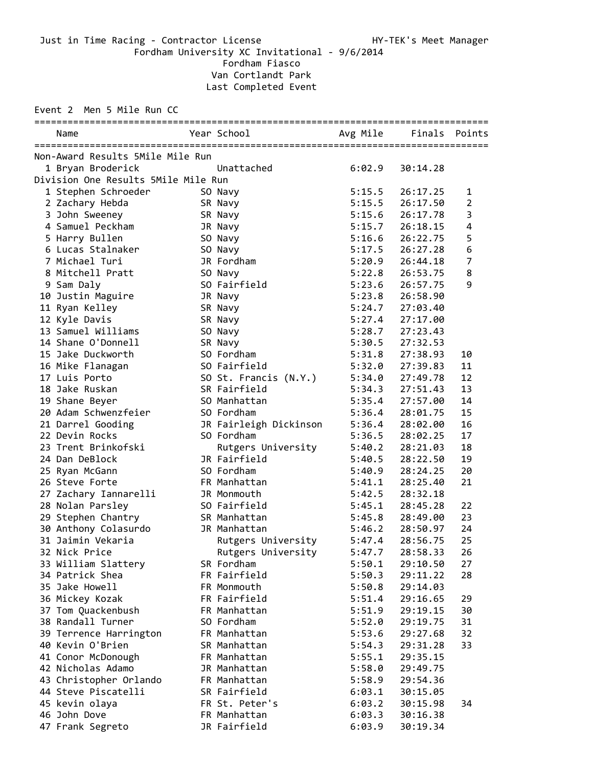Just in Time Racing - Contractor License HY-TEK's Meet Manager

Fordham University XC Invitational - 9/6/2014

Fordham Fiasco

Van Cortlandt Park

Last Completed Event

## Event 2 Men 5 Mile Run CC

| Place | Name | Year | School | Avg Mile | Finals | Points |
|---|---|---|---|---|---|---|
| **Non-Award Results 5Mile Mile Run** | | | | | | |
| 1 | Bryan Broderick | | Unattached | 6:02.9 | 30:14.28 | |
| **Division One Results 5Mile Mile Run** | | | | | | |
| 1 | Stephen Schroeder | SO | Navy | 5:15.5 | 26:17.25 | 1 |
| 2 | Zachary Hebda | SR | Navy | 5:15.5 | 26:17.50 | 2 |
| 3 | John Sweeney | SR | Navy | 5:15.6 | 26:17.78 | 3 |
| 4 | Samuel Peckham | JR | Navy | 5:15.7 | 26:18.15 | 4 |
| 5 | Harry Bullen | SO | Navy | 5:16.6 | 26:22.75 | 5 |
| 6 | Lucas Stalnaker | SO | Navy | 5:17.5 | 26:27.28 | 6 |
| 7 | Michael Turi | JR | Fordham | 5:20.9 | 26:44.18 | 7 |
| 8 | Mitchell Pratt | SO | Navy | 5:22.8 | 26:53.75 | 8 |
| 9 | Sam Daly | SO | Fairfield | 5:23.6 | 26:57.75 | 9 |
| 10 | Justin Maguire | JR | Navy | 5:23.8 | 26:58.90 | |
| 11 | Ryan Kelley | SR | Navy | 5:24.7 | 27:03.40 | |
| 12 | Kyle Davis | SR | Navy | 5:27.4 | 27:17.00 | |
| 13 | Samuel Williams | SO | Navy | 5:28.7 | 27:23.43 | |
| 14 | Shane O'Donnell | SR | Navy | 5:30.5 | 27:32.53 | |
| 15 | Jake Duckworth | SO | Fordham | 5:31.8 | 27:38.93 | 10 |
| 16 | Mike Flanagan | SO | Fairfield | 5:32.0 | 27:39.83 | 11 |
| 17 | Luis Porto | SO | St. Francis (N.Y.) | 5:34.0 | 27:49.78 | 12 |
| 18 | Jake Ruskan | SR | Fairfield | 5:34.3 | 27:51.43 | 13 |
| 19 | Shane Beyer | SO | Manhattan | 5:35.4 | 27:57.00 | 14 |
| 20 | Adam Schwenzfeier | SO | Fordham | 5:36.4 | 28:01.75 | 15 |
| 21 | Darrel Gooding | JR | Fairleigh Dickinson | 5:36.4 | 28:02.00 | 16 |
| 22 | Devin Rocks | SO | Fordham | 5:36.5 | 28:02.25 | 17 |
| 23 | Trent Brinkofski | | Rutgers University | 5:40.2 | 28:21.03 | 18 |
| 24 | Dan DeBlock | JR | Fairfield | 5:40.5 | 28:22.50 | 19 |
| 25 | Ryan McGann | SO | Fordham | 5:40.9 | 28:24.25 | 20 |
| 26 | Steve Forte | FR | Manhattan | 5:41.1 | 28:25.40 | 21 |
| 27 | Zachary Iannarelli | JR | Monmouth | 5:42.5 | 28:32.18 | |
| 28 | Nolan Parsley | SO | Fairfield | 5:45.1 | 28:45.28 | 22 |
| 29 | Stephen Chantry | SR | Manhattan | 5:45.8 | 28:49.00 | 23 |
| 30 | Anthony Colasurdo | JR | Manhattan | 5:46.2 | 28:50.97 | 24 |
| 31 | Jaimin Vekaria | | Rutgers University | 5:47.4 | 28:56.75 | 25 |
| 32 | Nick Price | | Rutgers University | 5:47.7 | 28:58.33 | 26 |
| 33 | William Slattery | SR | Fordham | 5:50.1 | 29:10.50 | 27 |
| 34 | Patrick Shea | FR | Fairfield | 5:50.3 | 29:11.22 | 28 |
| 35 | Jake Howell | FR | Monmouth | 5:50.8 | 29:14.03 | |
| 36 | Mickey Kozak | FR | Fairfield | 5:51.4 | 29:16.65 | 29 |
| 37 | Tom Quackenbush | FR | Manhattan | 5:51.9 | 29:19.15 | 30 |
| 38 | Randall Turner | SO | Fordham | 5:52.0 | 29:19.75 | 31 |
| 39 | Terrence Harrington | FR | Manhattan | 5:53.6 | 29:27.68 | 32 |
| 40 | Kevin O'Brien | SR | Manhattan | 5:54.3 | 29:31.28 | 33 |
| 41 | Conor McDonough | FR | Manhattan | 5:55.1 | 29:35.15 | |
| 42 | Nicholas Adamo | JR | Manhattan | 5:58.0 | 29:49.75 | |
| 43 | Christopher Orlando | FR | Manhattan | 5:58.9 | 29:54.36 | |
| 44 | Steve Piscatelli | SR | Fairfield | 6:03.1 | 30:15.05 | |
| 45 | kevin olaya | FR | St. Peter's | 6:03.2 | 30:15.98 | 34 |
| 46 | John Dove | FR | Manhattan | 6:03.3 | 30:16.38 | |
| 47 | Frank Segreto | JR | Fairfield | 6:03.9 | 30:19.34 | |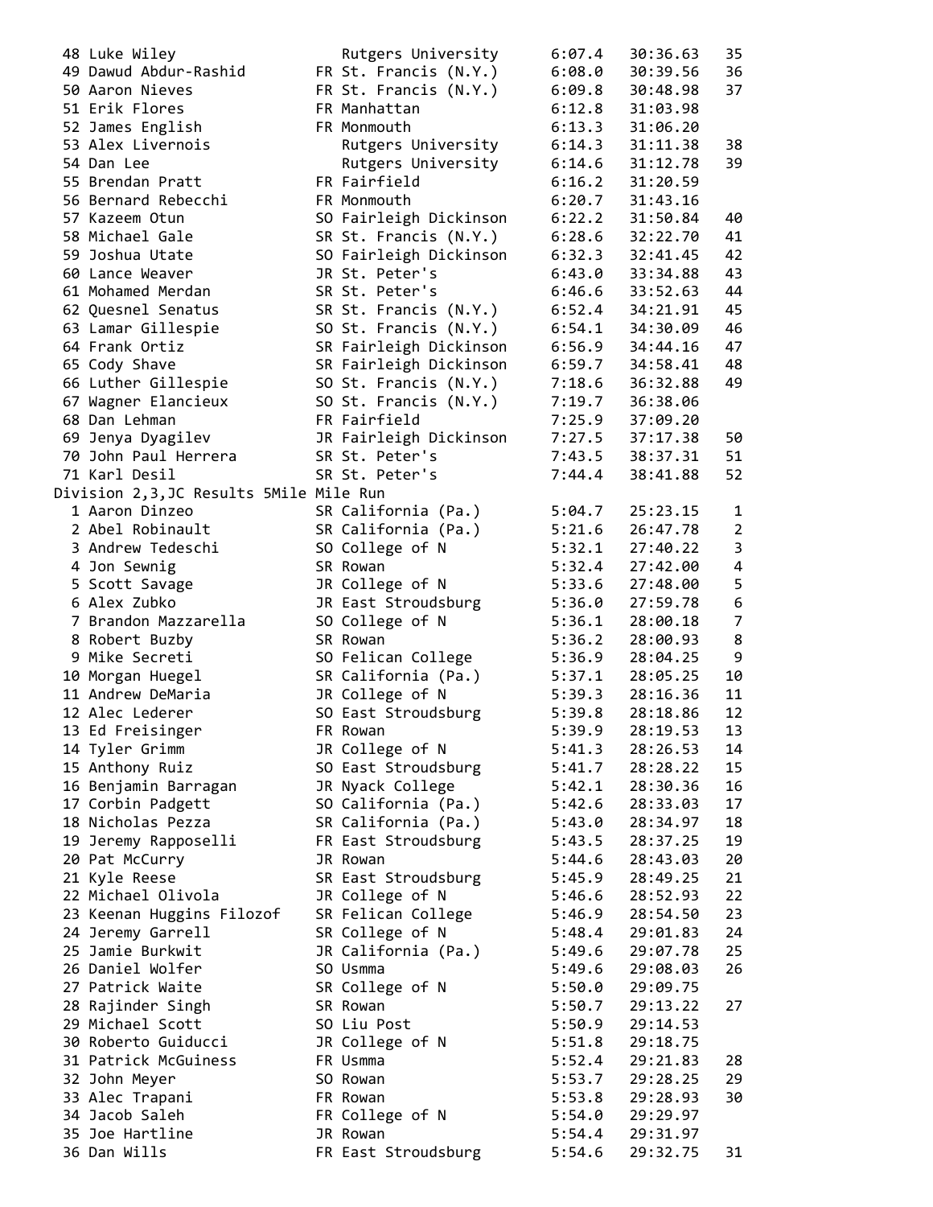| Place | Name | Year | Team | Pace | Time | Score |
|---|---|---|---|---|---|---|
| 48 | Luke Wiley | | Rutgers University | 6:07.4 | 30:36.63 | 35 |
| 49 | Dawud Abdur-Rashid | FR | St. Francis (N.Y.) | 6:08.0 | 30:39.56 | 36 |
| 50 | Aaron Nieves | FR | St. Francis (N.Y.) | 6:09.8 | 30:48.98 | 37 |
| 51 | Erik Flores | FR | Manhattan | 6:12.8 | 31:03.98 | |
| 52 | James English | FR | Monmouth | 6:13.3 | 31:06.20 | |
| 53 | Alex Livernois | | Rutgers University | 6:14.3 | 31:11.38 | 38 |
| 54 | Dan Lee | | Rutgers University | 6:14.6 | 31:12.78 | 39 |
| 55 | Brendan Pratt | FR | Fairfield | 6:16.2 | 31:20.59 | |
| 56 | Bernard Rebecchi | FR | Monmouth | 6:20.7 | 31:43.16 | |
| 57 | Kazeem Otun | SO | Fairleigh Dickinson | 6:22.2 | 31:50.84 | 40 |
| 58 | Michael Gale | SR | St. Francis (N.Y.) | 6:28.6 | 32:22.70 | 41 |
| 59 | Joshua Utate | SO | Fairleigh Dickinson | 6:32.3 | 32:41.45 | 42 |
| 60 | Lance Weaver | JR | St. Peter's | 6:43.0 | 33:34.88 | 43 |
| 61 | Mohamed Merdan | SR | St. Peter's | 6:46.6 | 33:52.63 | 44 |
| 62 | Quesnel Senatus | SR | St. Francis (N.Y.) | 6:52.4 | 34:21.91 | 45 |
| 63 | Lamar Gillespie | SO | St. Francis (N.Y.) | 6:54.1 | 34:30.09 | 46 |
| 64 | Frank Ortiz | SR | Fairleigh Dickinson | 6:56.9 | 34:44.16 | 47 |
| 65 | Cody Shave | SR | Fairleigh Dickinson | 6:59.7 | 34:58.41 | 48 |
| 66 | Luther Gillespie | SO | St. Francis (N.Y.) | 7:18.6 | 36:32.88 | 49 |
| 67 | Wagner Elancieux | SO | St. Francis (N.Y.) | 7:19.7 | 36:38.06 | |
| 68 | Dan Lehman | FR | Fairfield | 7:25.9 | 37:09.20 | |
| 69 | Jenya Dyagilev | JR | Fairleigh Dickinson | 7:27.5 | 37:17.38 | 50 |
| 70 | John Paul Herrera | SR | St. Peter's | 7:43.5 | 38:37.31 | 51 |
| 71 | Karl Desil | SR | St. Peter's | 7:44.4 | 38:41.88 | 52 |

Division 2,3,JC Results 5Mile Mile Run

| Place | Name | Year | Team | Pace | Time | Score |
|---|---|---|---|---|---|---|
| 1 | Aaron Dinzeo | SR | California (Pa.) | 5:04.7 | 25:23.15 | 1 |
| 2 | Abel Robinault | SR | California (Pa.) | 5:21.6 | 26:47.78 | 2 |
| 3 | Andrew Tedeschi | SO | College of N | 5:32.1 | 27:40.22 | 3 |
| 4 | Jon Sewnig | SR | Rowan | 5:32.4 | 27:42.00 | 4 |
| 5 | Scott Savage | JR | College of N | 5:33.6 | 27:48.00 | 5 |
| 6 | Alex Zubko | JR | East Stroudsburg | 5:36.0 | 27:59.78 | 6 |
| 7 | Brandon Mazzarella | SO | College of N | 5:36.1 | 28:00.18 | 7 |
| 8 | Robert Buzby | SR | Rowan | 5:36.2 | 28:00.93 | 8 |
| 9 | Mike Secreti | SO | Felican College | 5:36.9 | 28:04.25 | 9 |
| 10 | Morgan Huegel | SR | California (Pa.) | 5:37.1 | 28:05.25 | 10 |
| 11 | Andrew DeMaria | JR | College of N | 5:39.3 | 28:16.36 | 11 |
| 12 | Alec Lederer | SO | East Stroudsburg | 5:39.8 | 28:18.86 | 12 |
| 13 | Ed Freisinger | FR | Rowan | 5:39.9 | 28:19.53 | 13 |
| 14 | Tyler Grimm | JR | College of N | 5:41.3 | 28:26.53 | 14 |
| 15 | Anthony Ruiz | SO | East Stroudsburg | 5:41.7 | 28:28.22 | 15 |
| 16 | Benjamin Barragan | JR | Nyack College | 5:42.1 | 28:30.36 | 16 |
| 17 | Corbin Padgett | SO | California (Pa.) | 5:42.6 | 28:33.03 | 17 |
| 18 | Nicholas Pezza | SR | California (Pa.) | 5:43.0 | 28:34.97 | 18 |
| 19 | Jeremy Rapposelli | FR | East Stroudsburg | 5:43.5 | 28:37.25 | 19 |
| 20 | Pat McCurry | JR | Rowan | 5:44.6 | 28:43.03 | 20 |
| 21 | Kyle Reese | SR | East Stroudsburg | 5:45.9 | 28:49.25 | 21 |
| 22 | Michael Olivola | JR | College of N | 5:46.6 | 28:52.93 | 22 |
| 23 | Keenan Huggins Filozof | SR | Felican College | 5:46.9 | 28:54.50 | 23 |
| 24 | Jeremy Garrell | SR | College of N | 5:48.4 | 29:01.83 | 24 |
| 25 | Jamie Burkwit | JR | California (Pa.) | 5:49.6 | 29:07.78 | 25 |
| 26 | Daniel Wolfer | SO | Usmma | 5:49.6 | 29:08.03 | 26 |
| 27 | Patrick Waite | SR | College of N | 5:50.0 | 29:09.75 | |
| 28 | Rajinder Singh | SR | Rowan | 5:50.7 | 29:13.22 | 27 |
| 29 | Michael Scott | SO | Liu Post | 5:50.9 | 29:14.53 | |
| 30 | Roberto Guiducci | JR | College of N | 5:51.8 | 29:18.75 | |
| 31 | Patrick McGuiness | FR | Usmma | 5:52.4 | 29:21.83 | 28 |
| 32 | John Meyer | SO | Rowan | 5:53.7 | 29:28.25 | 29 |
| 33 | Alec Trapani | FR | Rowan | 5:53.8 | 29:28.93 | 30 |
| 34 | Jacob Saleh | FR | College of N | 5:54.0 | 29:29.97 | |
| 35 | Joe Hartline | JR | Rowan | 5:54.4 | 29:31.97 | |
| 36 | Dan Wills | FR | East Stroudsburg | 5:54.6 | 29:32.75 | 31 |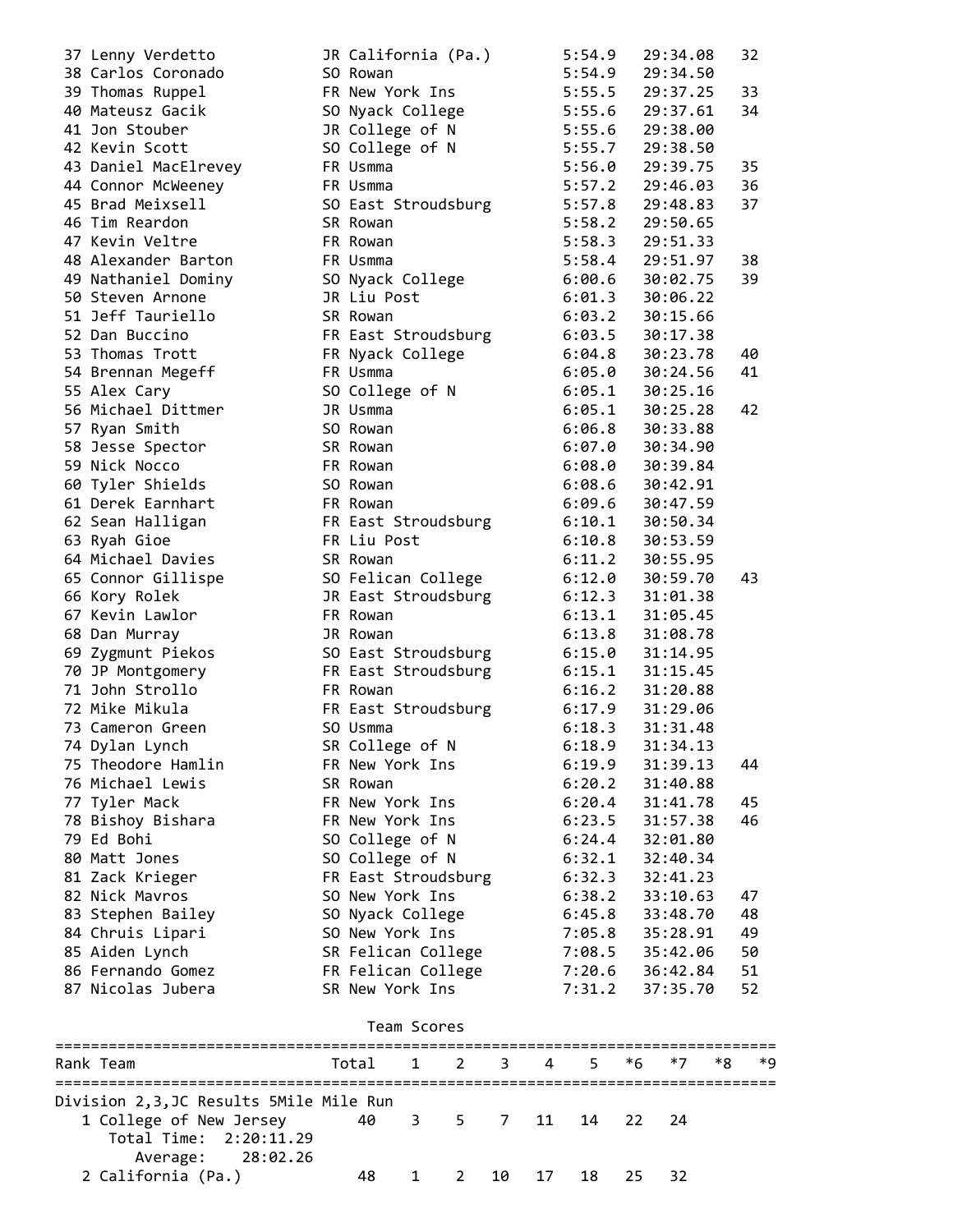| Place | Name | Year | School | Pace | Time | Score |
|---|---|---|---|---|---|---|
| 37 | Lenny Verdetto | JR | California (Pa.) | 5:54.9 | 29:34.08 | 32 |
| 38 | Carlos Coronado | SO | Rowan | 5:54.9 | 29:34.50 | |
| 39 | Thomas Ruppel | FR | New York Ins | 5:55.5 | 29:37.25 | 33 |
| 40 | Mateusz Gacik | SO | Nyack College | 5:55.6 | 29:37.61 | 34 |
| 41 | Jon Stouber | JR | College of N | 5:55.6 | 29:38.00 | |
| 42 | Kevin Scott | SO | College of N | 5:55.7 | 29:38.50 | |
| 43 | Daniel MacElrevey | FR | Usmma | 5:56.0 | 29:39.75 | 35 |
| 44 | Connor McWeeney | FR | Usmma | 5:57.2 | 29:46.03 | 36 |
| 45 | Brad Meixsell | SO | East Stroudsburg | 5:57.8 | 29:48.83 | 37 |
| 46 | Tim Reardon | SR | Rowan | 5:58.2 | 29:50.65 | |
| 47 | Kevin Veltre | FR | Rowan | 5:58.3 | 29:51.33 | |
| 48 | Alexander Barton | FR | Usmma | 5:58.4 | 29:51.97 | 38 |
| 49 | Nathaniel Dominy | SO | Nyack College | 6:00.6 | 30:02.75 | 39 |
| 50 | Steven Arnone | JR | Liu Post | 6:01.3 | 30:06.22 | |
| 51 | Jeff Tauriello | SR | Rowan | 6:03.2 | 30:15.66 | |
| 52 | Dan Buccino | FR | East Stroudsburg | 6:03.5 | 30:17.38 | |
| 53 | Thomas Trott | FR | Nyack College | 6:04.8 | 30:23.78 | 40 |
| 54 | Brennan Megeff | FR | Usmma | 6:05.0 | 30:24.56 | 41 |
| 55 | Alex Cary | SO | College of N | 6:05.1 | 30:25.16 | |
| 56 | Michael Dittmer | JR | Usmma | 6:05.1 | 30:25.28 | 42 |
| 57 | Ryan Smith | SO | Rowan | 6:06.8 | 30:33.88 | |
| 58 | Jesse Spector | SR | Rowan | 6:07.0 | 30:34.90 | |
| 59 | Nick Nocco | FR | Rowan | 6:08.0 | 30:39.84 | |
| 60 | Tyler Shields | SO | Rowan | 6:08.6 | 30:42.91 | |
| 61 | Derek Earnhart | FR | Rowan | 6:09.6 | 30:47.59 | |
| 62 | Sean Halligan | FR | East Stroudsburg | 6:10.1 | 30:50.34 | |
| 63 | Ryah Gioe | FR | Liu Post | 6:10.8 | 30:53.59 | |
| 64 | Michael Davies | SR | Rowan | 6:11.2 | 30:55.95 | |
| 65 | Connor Gillispe | SO | Felican College | 6:12.0 | 30:59.70 | 43 |
| 66 | Kory Rolek | JR | East Stroudsburg | 6:12.3 | 31:01.38 | |
| 67 | Kevin Lawlor | FR | Rowan | 6:13.1 | 31:05.45 | |
| 68 | Dan Murray | JR | Rowan | 6:13.8 | 31:08.78 | |
| 69 | Zygmunt Piekos | SO | East Stroudsburg | 6:15.0 | 31:14.95 | |
| 70 | JP Montgomery | FR | East Stroudsburg | 6:15.1 | 31:15.45 | |
| 71 | John Strollo | FR | Rowan | 6:16.2 | 31:20.88 | |
| 72 | Mike Mikula | FR | East Stroudsburg | 6:17.9 | 31:29.06 | |
| 73 | Cameron Green | SO | Usmma | 6:18.3 | 31:31.48 | |
| 74 | Dylan Lynch | SR | College of N | 6:18.9 | 31:34.13 | |
| 75 | Theodore Hamlin | FR | New York Ins | 6:19.9 | 31:39.13 | 44 |
| 76 | Michael Lewis | SR | Rowan | 6:20.2 | 31:40.88 | |
| 77 | Tyler Mack | FR | New York Ins | 6:20.4 | 31:41.78 | 45 |
| 78 | Bishoy Bishara | FR | New York Ins | 6:23.5 | 31:57.38 | 46 |
| 79 | Ed Bohi | SO | College of N | 6:24.4 | 32:01.80 | |
| 80 | Matt Jones | SO | College of N | 6:32.1 | 32:40.34 | |
| 81 | Zack Krieger | FR | East Stroudsburg | 6:32.3 | 32:41.23 | |
| 82 | Nick Mavros | SO | New York Ins | 6:38.2 | 33:10.63 | 47 |
| 83 | Stephen Bailey | SO | Nyack College | 6:45.8 | 33:48.70 | 48 |
| 84 | Chruis Lipari | SO | New York Ins | 7:05.8 | 35:28.91 | 49 |
| 85 | Aiden Lynch | SR | Felican College | 7:08.5 | 35:42.06 | 50 |
| 86 | Fernando Gomez | FR | Felican College | 7:20.6 | 36:42.84 | 51 |
| 87 | Nicolas Jubera | SR | New York Ins | 7:31.2 | 37:35.70 | 52 |

## Team Scores

Division 2,3,JC Results 5Mile Mile Run

| Rank | Team | Total | 1 | 2 | 3 | 4 | 5 | *6 | *7 | *8 | *9 |
|---|---|---|---|---|---|---|---|---|---|---|---|
| 1 | College of New Jersey | 40 | 3 | 5 | 7 | 11 | 14 | 22 | 24 | | |
| | Total Time: 2:20:11.29 | | | | | | | | | | |
| | Average: 28:02.26 | | | | | | | | | | |
| 2 | California (Pa.) | 48 | 1 | 2 | 10 | 17 | 18 | 25 | 32 | | |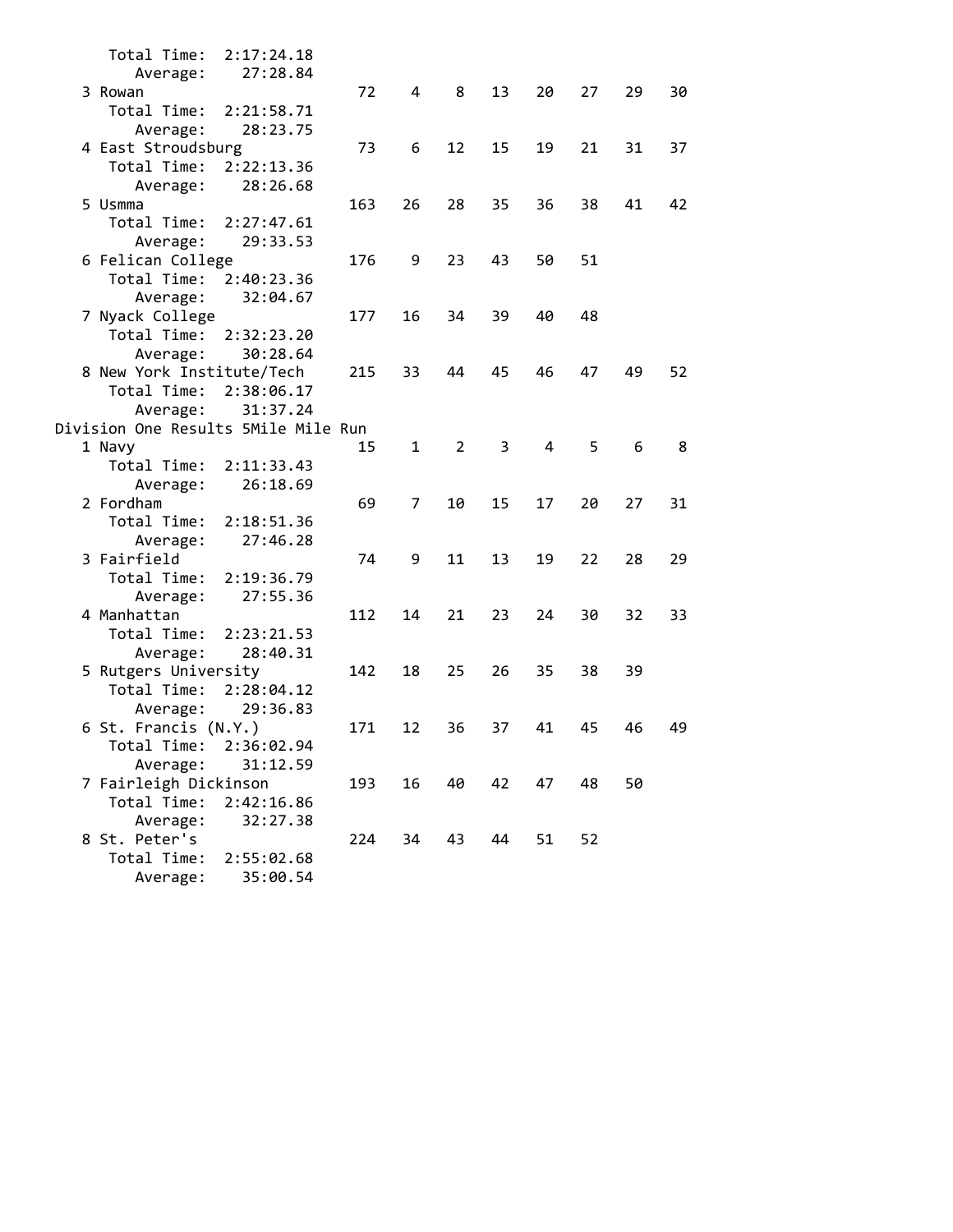```
      Total Time:  2:17:24.18
         Average:    27:28.84
   3 Rowan                          72    4    8   13   20   27   29   30
      Total Time:  2:21:58.71
         Average:    28:23.75
   4 East Stroudsburg               73    6   12   15   19   21   31   37
      Total Time:  2:22:13.36
         Average:    28:26.68
   5 Usmma                         163   26   28   35   36   38   41   42
      Total Time:  2:27:47.61
         Average:    29:33.53
   6 Felican College               176    9   23   43   50   51
      Total Time:  2:40:23.36
         Average:    32:04.67
   7 Nyack College                 177   16   34   39   40   48
      Total Time:  2:32:23.20
         Average:    30:28.64
   8 New York Institute/Tech        215   33   44   45   46   47   49   52
      Total Time:  2:38:06.17
         Average:    31:37.24
Division One Results 5Mile Mile Run
   1 Navy                           15    1    2    3    4    5    6    8
      Total Time:  2:11:33.43
         Average:    26:18.69
   2 Fordham                        69    7   10   15   17   20   27   31
      Total Time:  2:18:51.36
         Average:    27:46.28
   3 Fairfield                      74    9   11   13   19   22   28   29
      Total Time:  2:19:36.79
         Average:    27:55.36
   4 Manhattan                     112   14   21   23   24   30   32   33
      Total Time:  2:23:21.53
         Average:    28:40.31
   5 Rutgers University            142   18   25   26   35   38   39
      Total Time:  2:28:04.12
         Average:    29:36.83
   6 St. Francis (N.Y.)            171   12   36   37   41   45   46   49
      Total Time:  2:36:02.94
         Average:    31:12.59
   7 Fairleigh Dickinson           193   16   40   42   47   48   50
      Total Time:  2:42:16.86
         Average:    32:27.38
   8 St. Peter's                   224   34   43   44   51   52
      Total Time:  2:55:02.68
         Average:    35:00.54
```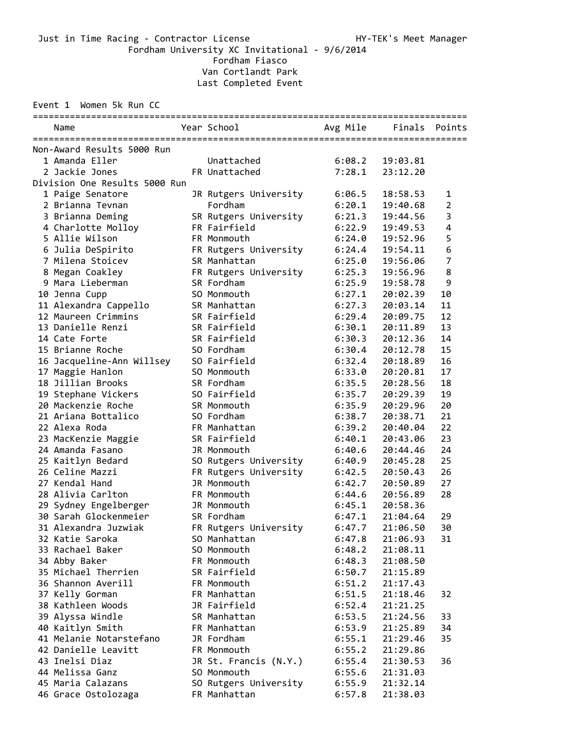Just in Time Racing - Contractor License HY-TEK's Meet Manager

Fordham University XC Invitational - 9/6/2014

Fordham Fiasco

Van Cortlandt Park

Last Completed Event

Event 1 Women 5k Run CC

| | Name | Year | School | Avg Mile | Finals | Points |
|---|---|---|---|---|---|---|
| **Non-Award Results 5000 Run** | | | | | | |
| 1 | Amanda Eller | | Unattached | 6:08.2 | 19:03.81 | |
| 2 | Jackie Jones | FR | Unattached | 7:28.1 | 23:12.20 | |
| **Division One Results 5000 Run** | | | | | | |
| 1 | Paige Senatore | JR | Rutgers University | 6:06.5 | 18:58.53 | 1 |
| 2 | Brianna Tevnan | | Fordham | 6:20.1 | 19:40.68 | 2 |
| 3 | Brianna Deming | SR | Rutgers University | 6:21.3 | 19:44.56 | 3 |
| 4 | Charlotte Molloy | FR | Fairfield | 6:22.9 | 19:49.53 | 4 |
| 5 | Allie Wilson | FR | Monmouth | 6:24.0 | 19:52.96 | 5 |
| 6 | Julia DeSpirito | FR | Rutgers University | 6:24.4 | 19:54.11 | 6 |
| 7 | Milena Stoicev | SR | Manhattan | 6:25.0 | 19:56.06 | 7 |
| 8 | Megan Coakley | FR | Rutgers University | 6:25.3 | 19:56.96 | 8 |
| 9 | Mara Lieberman | SR | Fordham | 6:25.9 | 19:58.78 | 9 |
| 10 | Jenna Cupp | SO | Monmouth | 6:27.1 | 20:02.39 | 10 |
| 11 | Alexandra Cappello | SR | Manhattan | 6:27.3 | 20:03.14 | 11 |
| 12 | Maureen Crimmins | SR | Fairfield | 6:29.4 | 20:09.75 | 12 |
| 13 | Danielle Renzi | SR | Fairfield | 6:30.1 | 20:11.89 | 13 |
| 14 | Cate Forte | SR | Fairfield | 6:30.3 | 20:12.36 | 14 |
| 15 | Brianne Roche | SO | Fordham | 6:30.4 | 20:12.78 | 15 |
| 16 | Jacqueline-Ann Willsey | SO | Fairfield | 6:32.4 | 20:18.89 | 16 |
| 17 | Maggie Hanlon | SO | Monmouth | 6:33.0 | 20:20.81 | 17 |
| 18 | Jillian Brooks | SR | Fordham | 6:35.5 | 20:28.56 | 18 |
| 19 | Stephane Vickers | SO | Fairfield | 6:35.7 | 20:29.39 | 19 |
| 20 | Mackenzie Roche | SR | Monmouth | 6:35.9 | 20:29.96 | 20 |
| 21 | Ariana Bottalico | SO | Fordham | 6:38.7 | 20:38.71 | 21 |
| 22 | Alexa Roda | FR | Manhattan | 6:39.2 | 20:40.04 | 22 |
| 23 | MacKenzie Maggie | SR | Fairfield | 6:40.1 | 20:43.06 | 23 |
| 24 | Amanda Fasano | JR | Monmouth | 6:40.6 | 20:44.46 | 24 |
| 25 | Kaitlyn Bedard | SO | Rutgers University | 6:40.9 | 20:45.28 | 25 |
| 26 | Celine Mazzi | FR | Rutgers University | 6:42.5 | 20:50.43 | 26 |
| 27 | Kendal Hand | JR | Monmouth | 6:42.7 | 20:50.89 | 27 |
| 28 | Alivia Carlton | FR | Monmouth | 6:44.6 | 20:56.89 | 28 |
| 29 | Sydney Engelberger | JR | Monmouth | 6:45.1 | 20:58.36 | |
| 30 | Sarah Glockenmeier | SR | Fordham | 6:47.1 | 21:04.64 | 29 |
| 31 | Alexandra Juzwiak | FR | Rutgers University | 6:47.7 | 21:06.50 | 30 |
| 32 | Katie Saroka | SO | Manhattan | 6:47.8 | 21:06.93 | 31 |
| 33 | Rachael Baker | SO | Monmouth | 6:48.2 | 21:08.11 | |
| 34 | Abby Baker | FR | Monmouth | 6:48.3 | 21:08.50 | |
| 35 | Michael Therrien | SR | Fairfield | 6:50.7 | 21:15.89 | |
| 36 | Shannon Averill | FR | Monmouth | 6:51.2 | 21:17.43 | |
| 37 | Kelly Gorman | FR | Manhattan | 6:51.5 | 21:18.46 | 32 |
| 38 | Kathleen Woods | JR | Fairfield | 6:52.4 | 21:21.25 | |
| 39 | Alyssa Windle | SR | Manhattan | 6:53.5 | 21:24.56 | 33 |
| 40 | Kaitlyn Smith | FR | Manhattan | 6:53.9 | 21:25.89 | 34 |
| 41 | Melanie Notarstefano | JR | Fordham | 6:55.1 | 21:29.46 | 35 |
| 42 | Danielle Leavitt | FR | Monmouth | 6:55.2 | 21:29.86 | |
| 43 | Inelsi Diaz | JR | St. Francis (N.Y.) | 6:55.4 | 21:30.53 | 36 |
| 44 | Melissa Ganz | SO | Monmouth | 6:55.6 | 21:31.03 | |
| 45 | Maria Calazans | SO | Rutgers University | 6:55.9 | 21:32.14 | |
| 46 | Grace Ostolozaga | FR | Manhattan | 6:57.8 | 21:38.03 | |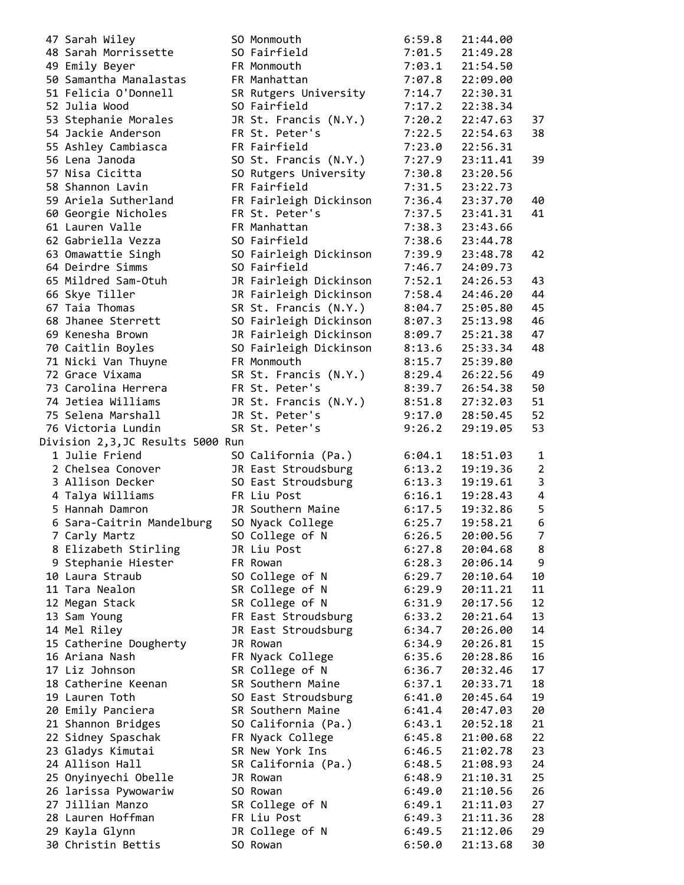| Place | Name | Year | School | Pace | Time | Score |
|---|---|---|---|---|---|---|
| 47 | Sarah Wiley | SO | Monmouth | 6:59.8 | 21:44.00 | |
| 48 | Sarah Morrissette | SO | Fairfield | 7:01.5 | 21:49.28 | |
| 49 | Emily Beyer | FR | Monmouth | 7:03.1 | 21:54.50 | |
| 50 | Samantha Manalastas | FR | Manhattan | 7:07.8 | 22:09.00 | |
| 51 | Felicia O'Donnell | SR | Rutgers University | 7:14.7 | 22:30.31 | |
| 52 | Julia Wood | SO | Fairfield | 7:17.2 | 22:38.34 | |
| 53 | Stephanie Morales | JR | St. Francis (N.Y.) | 7:20.2 | 22:47.63 | 37 |
| 54 | Jackie Anderson | FR | St. Peter's | 7:22.5 | 22:54.63 | 38 |
| 55 | Ashley Cambiasca | FR | Fairfield | 7:23.0 | 22:56.31 | |
| 56 | Lena Janoda | SO | St. Francis (N.Y.) | 7:27.9 | 23:11.41 | 39 |
| 57 | Nisa Cicitta | SO | Rutgers University | 7:30.8 | 23:20.56 | |
| 58 | Shannon Lavin | FR | Fairfield | 7:31.5 | 23:22.73 | |
| 59 | Ariela Sutherland | FR | Fairleigh Dickinson | 7:36.4 | 23:37.70 | 40 |
| 60 | Georgie Nicholes | FR | St. Peter's | 7:37.5 | 23:41.31 | 41 |
| 61 | Lauren Valle | FR | Manhattan | 7:38.3 | 23:43.66 | |
| 62 | Gabriella Vezza | SO | Fairfield | 7:38.6 | 23:44.78 | |
| 63 | Omawattie Singh | SO | Fairleigh Dickinson | 7:39.9 | 23:48.78 | 42 |
| 64 | Deirdre Simms | SO | Fairfield | 7:46.7 | 24:09.73 | |
| 65 | Mildred Sam-Otuh | JR | Fairleigh Dickinson | 7:52.1 | 24:26.53 | 43 |
| 66 | Skye Tiller | JR | Fairleigh Dickinson | 7:58.4 | 24:46.20 | 44 |
| 67 | Taia Thomas | SR | St. Francis (N.Y.) | 8:04.7 | 25:05.80 | 45 |
| 68 | Jhanee Sterrett | SO | Fairleigh Dickinson | 8:07.3 | 25:13.98 | 46 |
| 69 | Kenesha Brown | JR | Fairleigh Dickinson | 8:09.7 | 25:21.38 | 47 |
| 70 | Caitlin Boyles | SO | Fairleigh Dickinson | 8:13.6 | 25:33.34 | 48 |
| 71 | Nicki Van Thuyne | FR | Monmouth | 8:15.7 | 25:39.80 | |
| 72 | Grace Vixama | SR | St. Francis (N.Y.) | 8:29.4 | 26:22.56 | 49 |
| 73 | Carolina Herrera | FR | St. Peter's | 8:39.7 | 26:54.38 | 50 |
| 74 | Jetiea Williams | JR | St. Francis (N.Y.) | 8:51.8 | 27:32.03 | 51 |
| 75 | Selena Marshall | JR | St. Peter's | 9:17.0 | 28:50.45 | 52 |
| 76 | Victoria Lundin | SR | St. Peter's | 9:26.2 | 29:19.05 | 53 |

Division 2,3,JC Results 5000 Run

| Place | Name | Year | School | Pace | Time | Score |
|---|---|---|---|---|---|---|
| 1 | Julie Friend | SO | California (Pa.) | 6:04.1 | 18:51.03 | 1 |
| 2 | Chelsea Conover | JR | East Stroudsburg | 6:13.2 | 19:19.36 | 2 |
| 3 | Allison Decker | SO | East Stroudsburg | 6:13.3 | 19:19.61 | 3 |
| 4 | Talya Williams | FR | Liu Post | 6:16.1 | 19:28.43 | 4 |
| 5 | Hannah Damron | JR | Southern Maine | 6:17.5 | 19:32.86 | 5 |
| 6 | Sara-Caitrin Mandelburg | SO | Nyack College | 6:25.7 | 19:58.21 | 6 |
| 7 | Carly Martz | SO | College of N | 6:26.5 | 20:00.56 | 7 |
| 8 | Elizabeth Stirling | JR | Liu Post | 6:27.8 | 20:04.68 | 8 |
| 9 | Stephanie Hiester | FR | Rowan | 6:28.3 | 20:06.14 | 9 |
| 10 | Laura Straub | SO | College of N | 6:29.7 | 20:10.64 | 10 |
| 11 | Tara Nealon | SR | College of N | 6:29.9 | 20:11.21 | 11 |
| 12 | Megan Stack | SR | College of N | 6:31.9 | 20:17.56 | 12 |
| 13 | Sam Young | FR | East Stroudsburg | 6:33.2 | 20:21.64 | 13 |
| 14 | Mel Riley | JR | East Stroudsburg | 6:34.7 | 20:26.00 | 14 |
| 15 | Catherine Dougherty | JR | Rowan | 6:34.9 | 20:26.81 | 15 |
| 16 | Ariana Nash | FR | Nyack College | 6:35.6 | 20:28.86 | 16 |
| 17 | Liz Johnson | SR | College of N | 6:36.7 | 20:32.46 | 17 |
| 18 | Catherine Keenan | SR | Southern Maine | 6:37.1 | 20:33.71 | 18 |
| 19 | Lauren Toth | SO | East Stroudsburg | 6:41.0 | 20:45.64 | 19 |
| 20 | Emily Panciera | SR | Southern Maine | 6:41.4 | 20:47.03 | 20 |
| 21 | Shannon Bridges | SO | California (Pa.) | 6:43.1 | 20:52.18 | 21 |
| 22 | Sidney Spaschak | FR | Nyack College | 6:45.8 | 21:00.68 | 22 |
| 23 | Gladys Kimutai | SR | New York Ins | 6:46.5 | 21:02.78 | 23 |
| 24 | Allison Hall | SR | California (Pa.) | 6:48.5 | 21:08.93 | 24 |
| 25 | Onyinyechi Obelle | JR | Rowan | 6:48.9 | 21:10.31 | 25 |
| 26 | larissa Pywowariw | SO | Rowan | 6:49.0 | 21:10.56 | 26 |
| 27 | Jillian Manzo | SR | College of N | 6:49.1 | 21:11.03 | 27 |
| 28 | Lauren Hoffman | FR | Liu Post | 6:49.3 | 21:11.36 | 28 |
| 29 | Kayla Glynn | JR | College of N | 6:49.5 | 21:12.06 | 29 |
| 30 | Christin Bettis | SO | Rowan | 6:50.0 | 21:13.68 | 30 |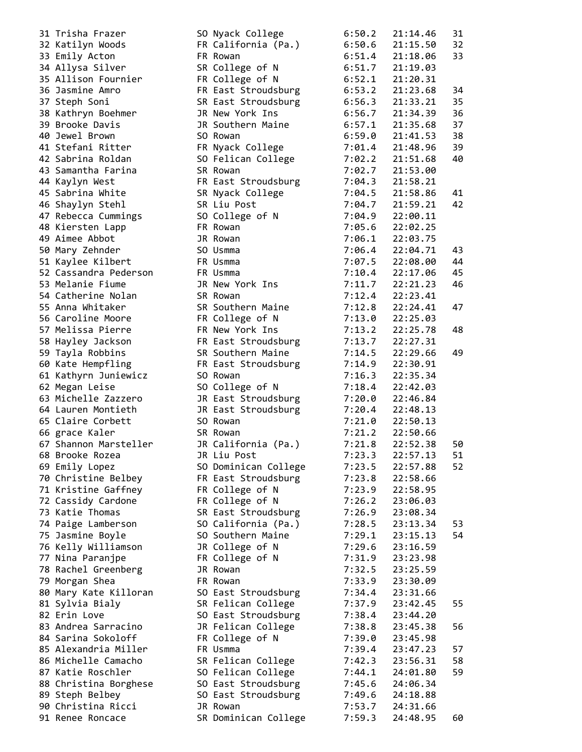```
31 Trisha Frazer          SO Nyack College        6:50.2   21:14.46    31
32 Katilyn Woods          FR California (Pa.)     6:50.6   21:15.50    32
33 Emily Acton            FR Rowan                6:51.4   21:18.06    33
34 Allysa Silver          SR College of N         6:51.7   21:19.03
35 Allison Fournier       FR College of N         6:52.1   21:20.31
36 Jasmine Amro           FR East Stroudsburg     6:53.2   21:23.68    34
37 Steph Soni             SR East Stroudsburg     6:56.3   21:33.21    35
38 Kathryn Boehmer        JR New York Ins         6:56.7   21:34.39    36
39 Brooke Davis           JR Southern Maine       6:57.1   21:35.68    37
40 Jewel Brown            SO Rowan                6:59.0   21:41.53    38
41 Stefani Ritter         FR Nyack College        7:01.4   21:48.96    39
42 Sabrina Roldan         SO Felican College      7:02.2   21:51.68    40
43 Samantha Farina        SR Rowan                7:02.7   21:53.00
44 Kaylyn West            FR East Stroudsburg     7:04.3   21:58.21
45 Sabrina White          SR Nyack College        7:04.5   21:58.86    41
46 Shaylyn Stehl          SR Liu Post             7:04.7   21:59.21    42
47 Rebecca Cummings       SO College of N         7:04.9   22:00.11
48 Kiersten Lapp          FR Rowan                7:05.6   22:02.25
49 Aimee Abbot            JR Rowan                7:06.1   22:03.75
50 Mary Zehnder           SO Usmma                7:06.4   22:04.71    43
51 Kaylee Kilbert         FR Usmma                7:07.5   22:08.00    44
52 Cassandra Pederson     FR Usmma                7:10.4   22:17.06    45
53 Melanie Fiume          JR New York Ins         7:11.7   22:21.23    46
54 Catherine Nolan        SR Rowan                7:12.4   22:23.41
55 Anna Whitaker          SR Southern Maine       7:12.8   22:24.41    47
56 Caroline Moore         FR College of N         7:13.0   22:25.03
57 Melissa Pierre         FR New York Ins         7:13.2   22:25.78    48
58 Hayley Jackson         FR East Stroudsburg     7:13.7   22:27.31
59 Tayla Robbins          SR Southern Maine       7:14.5   22:29.66    49
60 Kate Hempfling         FR East Stroudsburg     7:14.9   22:30.91
61 Kathyrn Juniewicz      SO Rowan                7:16.3   22:35.34
62 Megan Leise            SO College of N         7:18.4   22:42.03
63 Michelle Zazzero       JR East Stroudsburg     7:20.0   22:46.84
64 Lauren Montieth        JR East Stroudsburg     7:20.4   22:48.13
65 Claire Corbett         SO Rowan                7:21.0   22:50.13
66 grace Kaler            SR Rowan                7:21.2   22:50.66
67 Shannon Marsteller     JR California (Pa.)     7:21.8   22:52.38    50
68 Brooke Rozea           JR Liu Post             7:23.3   22:57.13    51
69 Emily Lopez            SO Dominican College    7:23.5   22:57.88    52
70 Christine Belbey       FR East Stroudsburg     7:23.8   22:58.66
71 Kristine Gaffney       FR College of N         7:23.9   22:58.95
72 Cassidy Cardone        FR College of N         7:26.2   23:06.03
73 Katie Thomas           SR East Stroudsburg     7:26.9   23:08.34
74 Paige Lamberson        SO California (Pa.)     7:28.5   23:13.34    53
75 Jasmine Boyle          SO Southern Maine       7:29.1   23:15.13    54
76 Kelly Williamson       JR College of N         7:29.6   23:16.59
77 Nina Paranjpe          FR College of N         7:31.9   23:23.98
78 Rachel Greenberg       JR Rowan                7:32.5   23:25.59
79 Morgan Shea            FR Rowan                7:33.9   23:30.09
80 Mary Kate Killoran     SO East Stroudsburg     7:34.4   23:31.66
81 Sylvia Bialy           SR Felican College      7:37.9   23:42.45    55
82 Erin Love              SO East Stroudsburg     7:38.4   23:44.20
83 Andrea Sarracino       JR Felican College      7:38.8   23:45.38    56
84 Sarina Sokoloff        FR College of N         7:39.0   23:45.98
85 Alexandria Miller      FR Usmma                7:39.4   23:47.23    57
86 Michelle Camacho       SR Felican College      7:42.3   23:56.31    58
87 Katie Roschler         SO Felican College      7:44.1   24:01.80    59
88 Christina Borghese     SO East Stroudsburg     7:45.6   24:06.34
89 Steph Belbey           SO East Stroudsburg     7:49.6   24:18.88
90 Christina Ricci        JR Rowan                7:53.7   24:31.66
91 Renee Roncace          SR Dominican College    7:59.3   24:48.95    60
```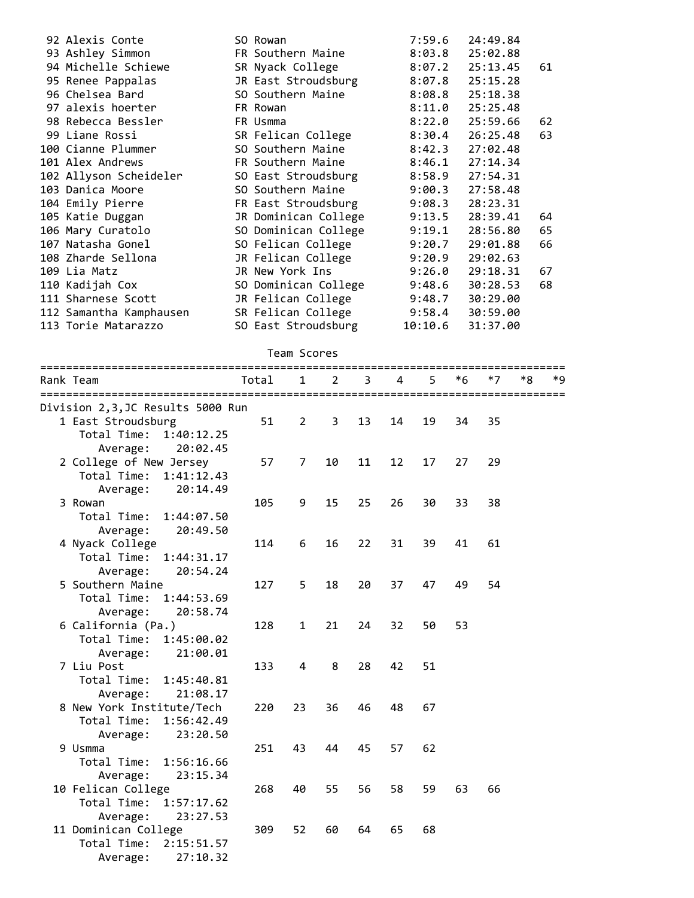| Place | Name | Yr | Team | Pace | Time | Score |
|---|---|---|---|---|---|---|
| 92 | Alexis Conte | SO | Rowan | 7:59.6 | 24:49.84 | |
| 93 | Ashley Simmon | FR | Southern Maine | 8:03.8 | 25:02.88 | |
| 94 | Michelle Schiewe | SR | Nyack College | 8:07.2 | 25:13.45 | 61 |
| 95 | Renee Pappalas | JR | East Stroudsburg | 8:07.8 | 25:15.28 | |
| 96 | Chelsea Bard | SO | Southern Maine | 8:08.8 | 25:18.38 | |
| 97 | alexis hoerter | FR | Rowan | 8:11.0 | 25:25.48 | |
| 98 | Rebecca Bessler | FR | Usmma | 8:22.0 | 25:59.66 | 62 |
| 99 | Liane Rossi | SR | Felican College | 8:30.4 | 26:25.48 | 63 |
| 100 | Cianne Plummer | SO | Southern Maine | 8:42.3 | 27:02.48 | |
| 101 | Alex Andrews | FR | Southern Maine | 8:46.1 | 27:14.34 | |
| 102 | Allyson Scheideler | SO | East Stroudsburg | 8:58.9 | 27:54.31 | |
| 103 | Danica Moore | SO | Southern Maine | 9:00.3 | 27:58.48 | |
| 104 | Emily Pierre | FR | East Stroudsburg | 9:08.3 | 28:23.31 | |
| 105 | Katie Duggan | JR | Dominican College | 9:13.5 | 28:39.41 | 64 |
| 106 | Mary Curatolo | SO | Dominican College | 9:19.1 | 28:56.80 | 65 |
| 107 | Natasha Gonel | SO | Felican College | 9:20.7 | 29:01.88 | 66 |
| 108 | Zharde Sellona | JR | Felican College | 9:20.9 | 29:02.63 | |
| 109 | Lia Matz | JR | New York Ins | 9:26.0 | 29:18.31 | 67 |
| 110 | Kadijah Cox | SO | Dominican College | 9:48.6 | 30:28.53 | 68 |
| 111 | Sharnese Scott | JR | Felican College | 9:48.7 | 30:29.00 | |
| 112 | Samantha Kamphausen | SR | Felican College | 9:58.4 | 30:59.00 | |
| 113 | Torie Matarazzo | SO | East Stroudsburg | 10:10.6 | 31:37.00 | |

## Team Scores

Division 2,3,JC Results 5000 Run

| Rank | Team | Total | 1 | 2 | 3 | 4 | 5 | *6 | *7 | *8 | *9 |
|---|---|---|---|---|---|---|---|---|---|---|---|
| 1 | East Stroudsburg | 51 | 2 | 3 | 13 | 14 | 19 | 34 | 35 | | |
| | Total Time: 1:40:12.25 — Average: 20:02.45 | | | | | | | | | | |
| 2 | College of New Jersey | 57 | 7 | 10 | 11 | 12 | 17 | 27 | 29 | | |
| | Total Time: 1:41:12.43 — Average: 20:14.49 | | | | | | | | | | |
| 3 | Rowan | 105 | 9 | 15 | 25 | 26 | 30 | 33 | 38 | | |
| | Total Time: 1:44:07.50 — Average: 20:49.50 | | | | | | | | | | |
| 4 | Nyack College | 114 | 6 | 16 | 22 | 31 | 39 | 41 | 61 | | |
| | Total Time: 1:44:31.17 — Average: 20:54.24 | | | | | | | | | | |
| 5 | Southern Maine | 127 | 5 | 18 | 20 | 37 | 47 | 49 | 54 | | |
| | Total Time: 1:44:53.69 — Average: 20:58.74 | | | | | | | | | | |
| 6 | California (Pa.) | 128 | 1 | 21 | 24 | 32 | 50 | 53 | | | |
| | Total Time: 1:45:00.02 — Average: 21:00.01 | | | | | | | | | | |
| 7 | Liu Post | 133 | 4 | 8 | 28 | 42 | 51 | | | | |
| | Total Time: 1:45:40.81 — Average: 21:08.17 | | | | | | | | | | |
| 8 | New York Institute/Tech | 220 | 23 | 36 | 46 | 48 | 67 | | | | |
| | Total Time: 1:56:42.49 — Average: 23:20.50 | | | | | | | | | | |
| 9 | Usmma | 251 | 43 | 44 | 45 | 57 | 62 | | | | |
| | Total Time: 1:56:16.66 — Average: 23:15.34 | | | | | | | | | | |
| 10 | Felican College | 268 | 40 | 55 | 56 | 58 | 59 | 63 | 66 | | |
| | Total Time: 1:57:17.62 — Average: 23:27.53 | | | | | | | | | | |
| 11 | Dominican College | 309 | 52 | 60 | 64 | 65 | 68 | | | | |
| | Total Time: 2:15:51.57 — Average: 27:10.32 | | | | | | | | | | |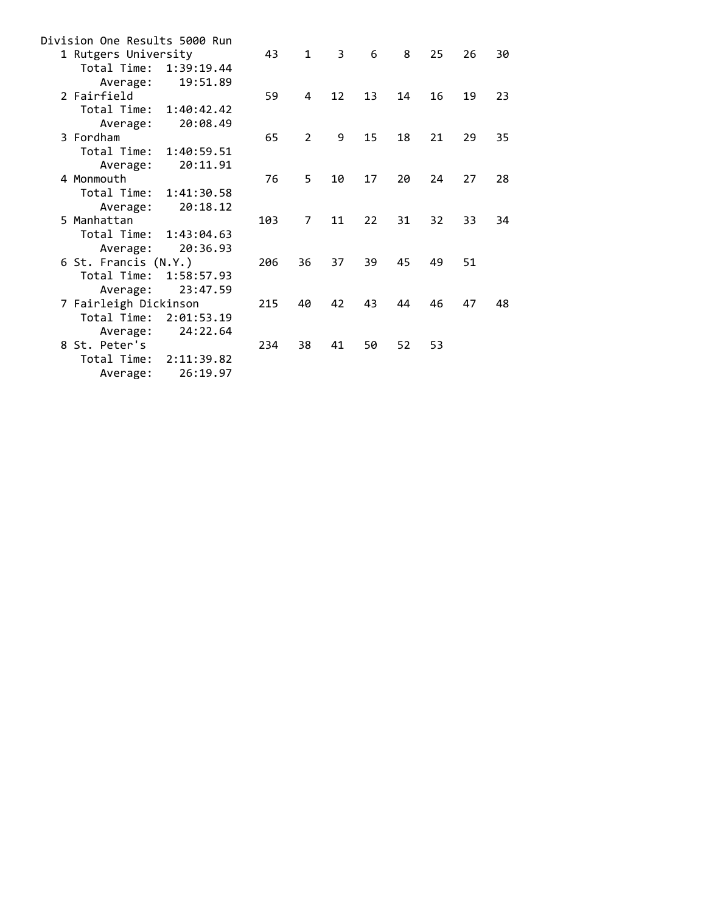Division One Results 5000 Run

| | | | | | | | | | | |
|---|---|---|---|---|---|---|---|---|---|---|
| 1 | Rutgers University | | 43 | 1 | 3 | 6 | 8 | 25 | 26 | 30 |
| | Total Time: | 1:39:19.44 | | | | | | | | |
| | Average: | 19:51.89 | | | | | | | | |
| 2 | Fairfield | | 59 | 4 | 12 | 13 | 14 | 16 | 19 | 23 |
| | Total Time: | 1:40:42.42 | | | | | | | | |
| | Average: | 20:08.49 | | | | | | | | |
| 3 | Fordham | | 65 | 2 | 9 | 15 | 18 | 21 | 29 | 35 |
| | Total Time: | 1:40:59.51 | | | | | | | | |
| | Average: | 20:11.91 | | | | | | | | |
| 4 | Monmouth | | 76 | 5 | 10 | 17 | 20 | 24 | 27 | 28 |
| | Total Time: | 1:41:30.58 | | | | | | | | |
| | Average: | 20:18.12 | | | | | | | | |
| 5 | Manhattan | | 103 | 7 | 11 | 22 | 31 | 32 | 33 | 34 |
| | Total Time: | 1:43:04.63 | | | | | | | | |
| | Average: | 20:36.93 | | | | | | | | |
| 6 | St. Francis (N.Y.) | | 206 | 36 | 37 | 39 | 45 | 49 | 51 | |
| | Total Time: | 1:58:57.93 | | | | | | | | |
| | Average: | 23:47.59 | | | | | | | | |
| 7 | Fairleigh Dickinson | | 215 | 40 | 42 | 43 | 44 | 46 | 47 | 48 |
| | Total Time: | 2:01:53.19 | | | | | | | | |
| | Average: | 24:22.64 | | | | | | | | |
| 8 | St. Peter's | | 234 | 38 | 41 | 50 | 52 | 53 | | |
| | Total Time: | 2:11:39.82 | | | | | | | | |
| | Average: | 26:19.97 | | | | | | | | |